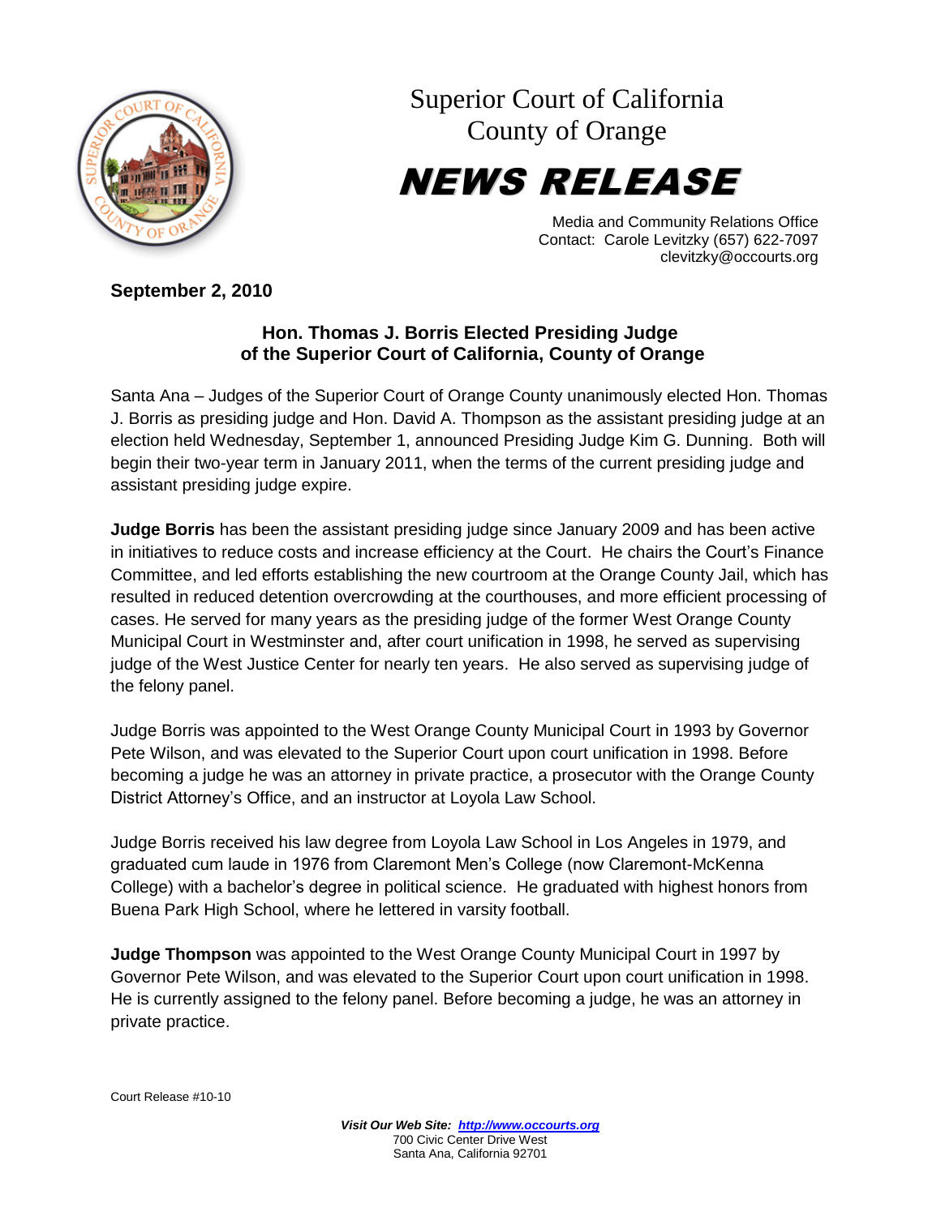# Superior Court of California
# County of Orange

# NEWS RELEASE

Media and Community Relations Office
Contact: Carole Levitzky (657) 622-7097
clevitzky@occourts.org

**September 2, 2010**

## Hon. Thomas J. Borris Elected Presiding Judge of the Superior Court of California, County of Orange

Santa Ana – Judges of the Superior Court of Orange County unanimously elected Hon. Thomas J. Borris as presiding judge and Hon. David A. Thompson as the assistant presiding judge at an election held Wednesday, September 1, announced Presiding Judge Kim G. Dunning. Both will begin their two-year term in January 2011, when the terms of the current presiding judge and assistant presiding judge expire.

**Judge Borris** has been the assistant presiding judge since January 2009 and has been active in initiatives to reduce costs and increase efficiency at the Court. He chairs the Court's Finance Committee, and led efforts establishing the new courtroom at the Orange County Jail, which has resulted in reduced detention overcrowding at the courthouses, and more efficient processing of cases. He served for many years as the presiding judge of the former West Orange County Municipal Court in Westminster and, after court unification in 1998, he served as supervising judge of the West Justice Center for nearly ten years. He also served as supervising judge of the felony panel.

Judge Borris was appointed to the West Orange County Municipal Court in 1993 by Governor Pete Wilson, and was elevated to the Superior Court upon court unification in 1998. Before becoming a judge he was an attorney in private practice, a prosecutor with the Orange County District Attorney's Office, and an instructor at Loyola Law School.

Judge Borris received his law degree from Loyola Law School in Los Angeles in 1979, and graduated cum laude in 1976 from Claremont Men's College (now Claremont-McKenna College) with a bachelor's degree in political science. He graduated with highest honors from Buena Park High School, where he lettered in varsity football.

**Judge Thompson** was appointed to the West Orange County Municipal Court in 1997 by Governor Pete Wilson, and was elevated to the Superior Court upon court unification in 1998. He is currently assigned to the felony panel. Before becoming a judge, he was an attorney in private practice.

Court Release #10-10

***Visit Our Web Site: http://www.occourts.org***
700 Civic Center Drive West
Santa Ana, California 92701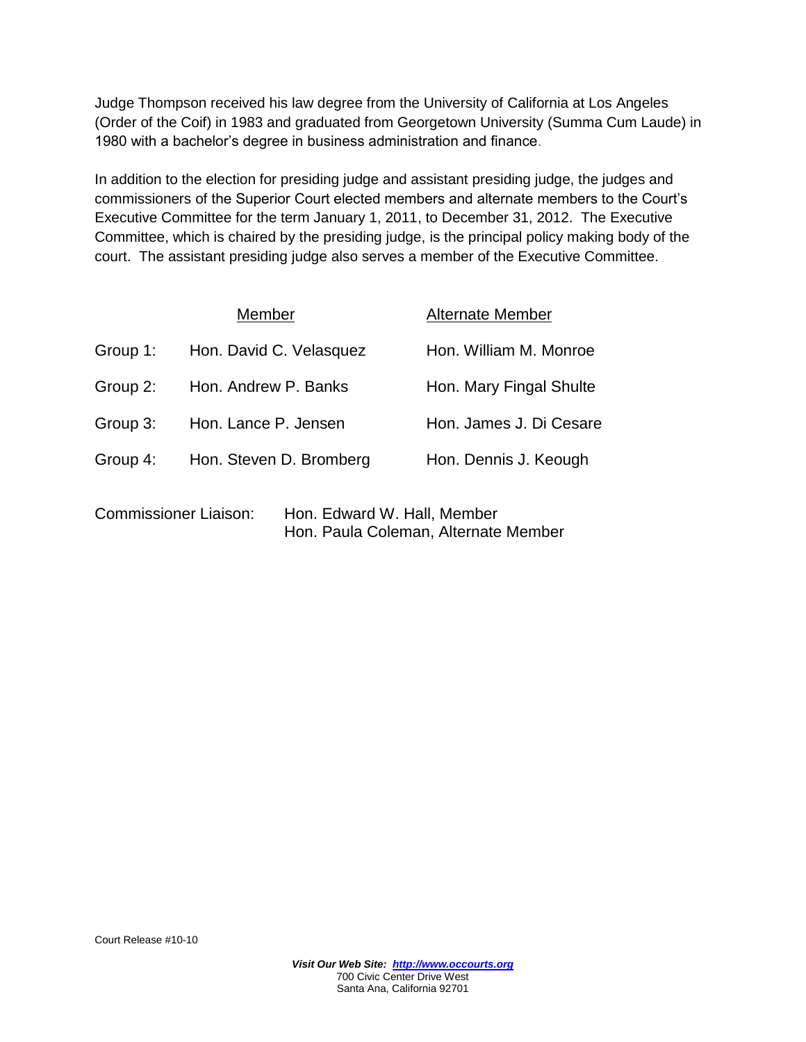Judge Thompson received his law degree from the University of California at Los Angeles (Order of the Coif) in 1983 and graduated from Georgetown University (Summa Cum Laude) in 1980 with a bachelor's degree in business administration and finance.

In addition to the election for presiding judge and assistant presiding judge, the judges and commissioners of the Superior Court elected members and alternate members to the Court's Executive Committee for the term January 1, 2011, to December 31, 2012. The Executive Committee, which is chaired by the presiding judge, is the principal policy making body of the court. The assistant presiding judge also serves a member of the Executive Committee.

| | Member | Alternate Member |
|---|---|---|
| Group 1: | Hon. David C. Velasquez | Hon. William M. Monroe |
| Group 2: | Hon. Andrew P. Banks | Hon. Mary Fingal Shulte |
| Group 3: | Hon. Lance P. Jensen | Hon. James J. Di Cesare |
| Group 4: | Hon. Steven D. Bromberg | Hon. Dennis J. Keough |

Commissioner Liaison: Hon. Edward W. Hall, Member
Hon. Paula Coleman, Alternate Member

Court Release #10-10

***Visit Our Web Site: http://www.occourts.org***
700 Civic Center Drive West
Santa Ana, California 92701